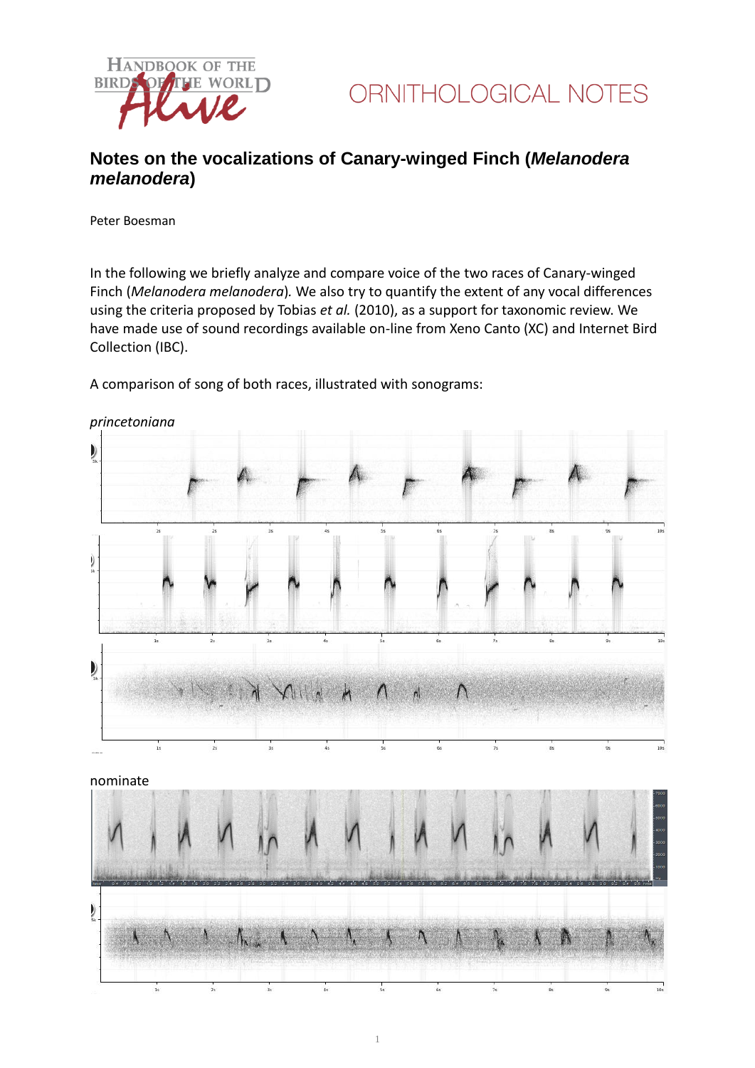# Notes on the vocalizations of Canary-winged Finch (*Melanodera melanodera*)

Peter Boesman

In the following we briefly analyze and compare voice of the two races of Canary-winged Finch (*Melanodera melanodera*). We also try to quantify the extent of any vocal differences using the criteria proposed by Tobias *et al.* (2010), as a support for taxonomic review. We have made use of sound recordings available on-line from Xeno Canto (XC) and Internet Bird Collection (IBC).

A comparison of song of both races, illustrated with sonograms:

*princetoniana*

nominate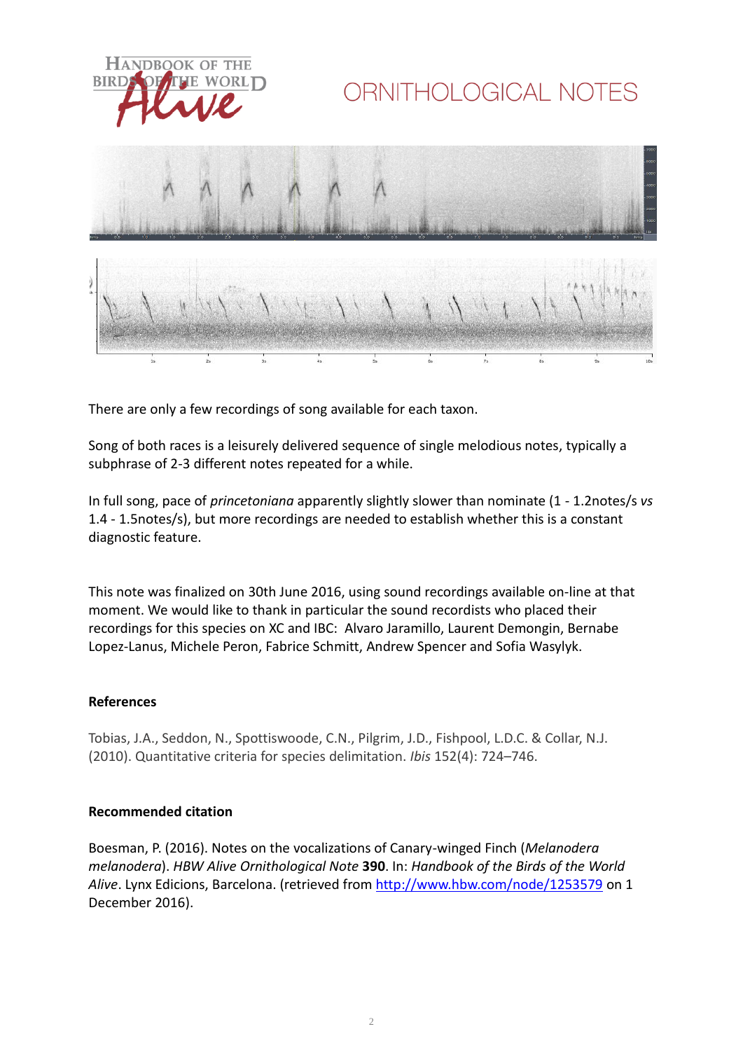There are only a few recordings of song available for each taxon.

Song of both races is a leisurely delivered sequence of single melodious notes, typically a subphrase of 2-3 different notes repeated for a while.

In full song, pace of *princetoniana* apparently slightly slower than nominate (1 - 1.2notes/s *vs* 1.4 - 1.5notes/s), but more recordings are needed to establish whether this is a constant diagnostic feature.

This note was finalized on 30th June 2016, using sound recordings available on-line at that moment. We would like to thank in particular the sound recordists who placed their recordings for this species on XC and IBC: Alvaro Jaramillo, Laurent Demongin, Bernabe Lopez-Lanus, Michele Peron, Fabrice Schmitt, Andrew Spencer and Sofia Wasylyk.

**References**

Tobias, J.A., Seddon, N., Spottiswoode, C.N., Pilgrim, J.D., Fishpool, L.D.C. & Collar, N.J. (2010). Quantitative criteria for species delimitation. *Ibis* 152(4): 724–746.

**Recommended citation**

Boesman, P. (2016). Notes on the vocalizations of Canary-winged Finch (*Melanodera melanodera*). *HBW Alive Ornithological Note* **390**. In: *Handbook of the Birds of the World Alive*. Lynx Edicions, Barcelona. (retrieved from http://www.hbw.com/node/1253579 on 1 December 2016).